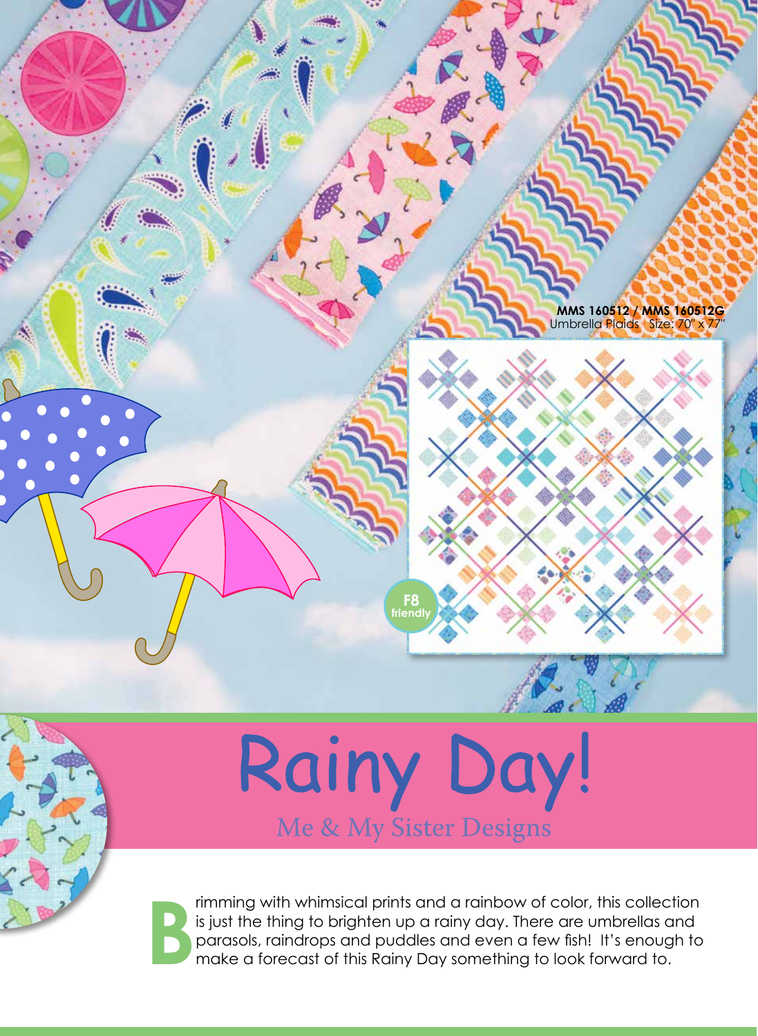**MMS 160512 / MMS 160512G**
Umbrella Plaids Size: 70" x 77"

F8 friendly

# Rainy Day!

## Me & My Sister Designs

Brimming with whimsical prints and a rainbow of color, this collection is just the thing to brighten up a rainy day. There are umbrellas and parasols, raindrops and puddles and even a few fish! It's enough to make a forecast of this Rainy Day something to look forward to.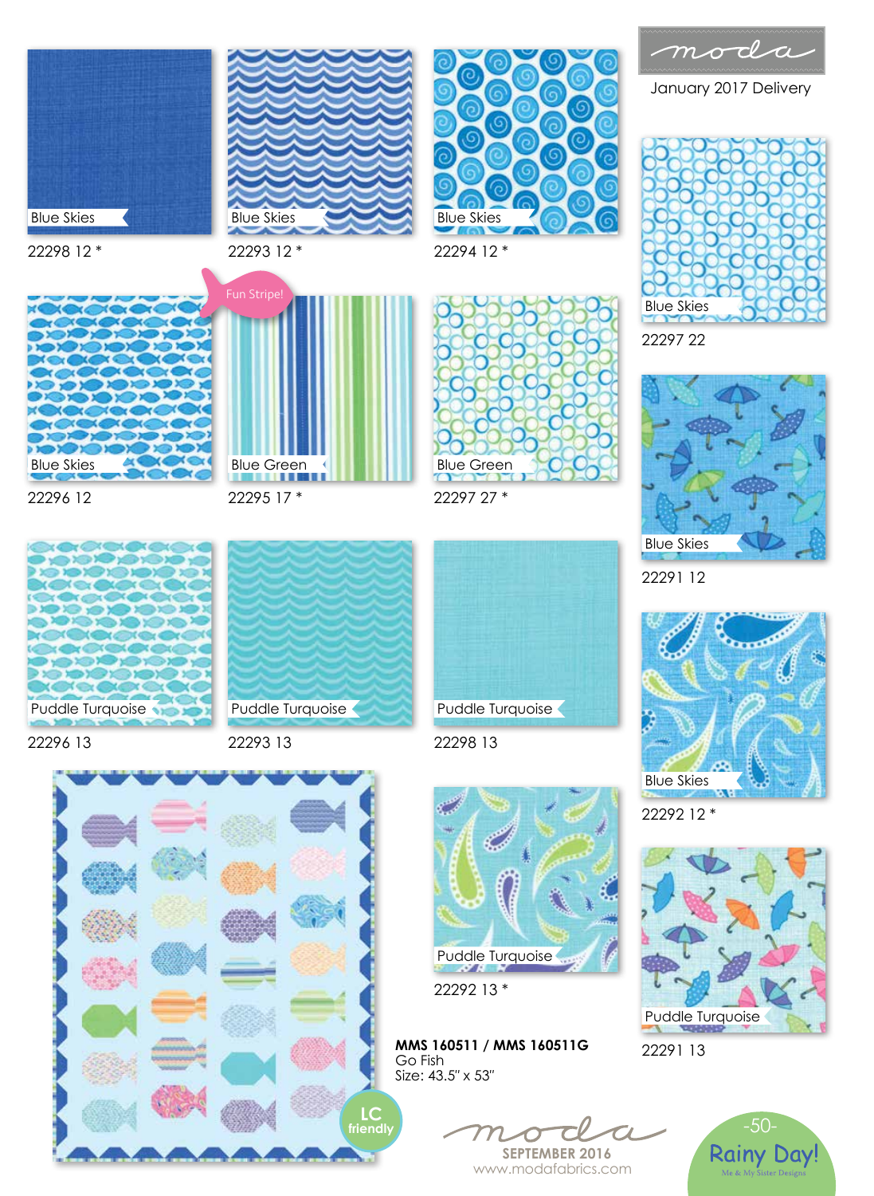moda

January 2017 Delivery

Blue Skies
22298 12 *

Blue Skies
22293 12 *

Blue Skies
22294 12 *

Blue Skies
22297 22

Fun Stripe!

Blue Skies
22296 12

Blue Green
22295 17 *

Blue Green
22297 27 *

Blue Skies
22291 12

Puddle Turquoise
22296 13

Puddle Turquoise
22293 13

Puddle Turquoise
22298 13

Blue Skies
22292 12 *

LC friendly

Puddle Turquoise
22292 13 *

Puddle Turquoise
22291 13

**MMS 160511 / MMS 160511G**
Go Fish
Size: 43.5" x 53"

moda
SEPTEMBER 2016
www.modafabrics.com

Rainy Day!
Me & My Sister Designs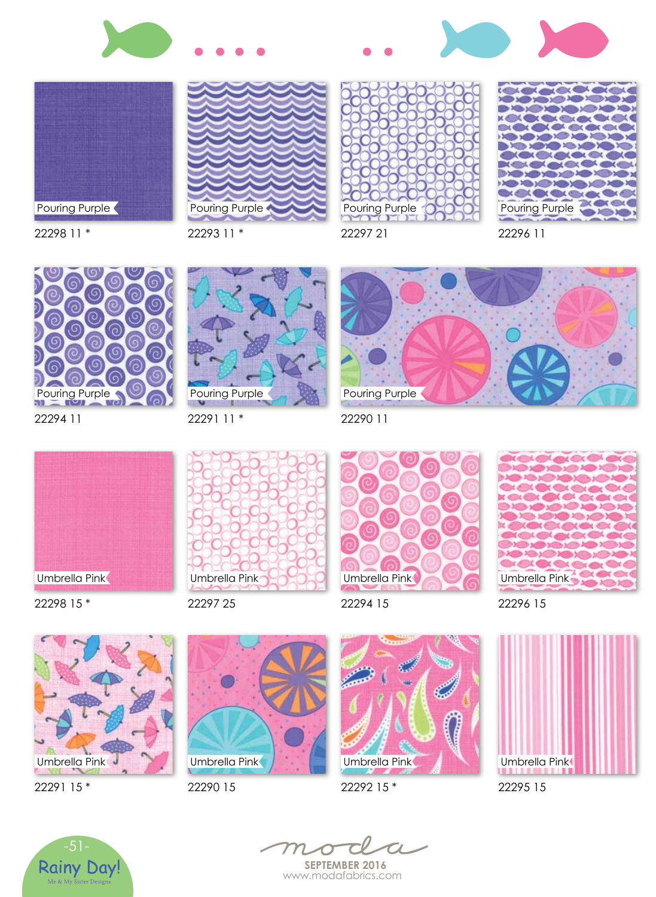Pouring Purple
22298 11 *

Pouring Purple
22293 11 *

Pouring Purple
22297 21

Pouring Purple
22296 11

Pouring Purple
22294 11

Pouring Purple
22291 11 *

Pouring Purple
22290 11

Umbrella Pink
22298 15 *

Umbrella Pink
22297 25

Umbrella Pink
22294 15

Umbrella Pink
22296 15

Umbrella Pink
22291 15 *

Umbrella Pink
22290 15

Umbrella Pink
22292 15 *

Umbrella Pink
22295 15

Rainy Day!
Me & My Sister Designs

moda
SEPTEMBER 2016
www.modafabrics.com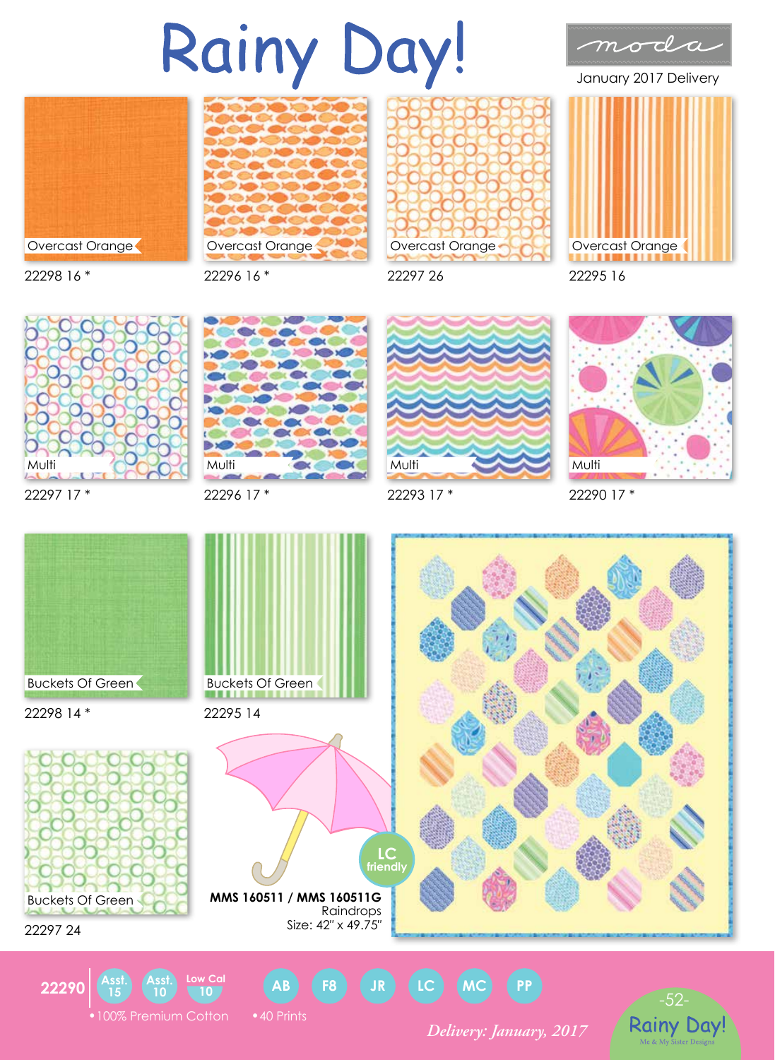# Rainy Day!

moda

January 2017 Delivery

Overcast Orange
22298 16 *

Overcast Orange
22296 16 *

Overcast Orange
22297 26

Overcast Orange
22295 16

Multi
22297 17 *

Multi
22296 17 *

Multi
22293 17 *

Multi
22290 17 *

Buckets Of Green
22298 14 *

Buckets Of Green
22295 14

Buckets Of Green
22297 24

LC friendly

**MMS 160511 / MMS 160511G**
Raindrops
Size: 42" x 49.75"

**22290** | Asst. 15 | Asst. 10 | Low Cal 10 | AB | F8 | JR | LC | MC | PP

• 100% Premium Cotton • 40 Prints

*Delivery: January, 2017*

Rainy Day!
Me & My Sister Designs